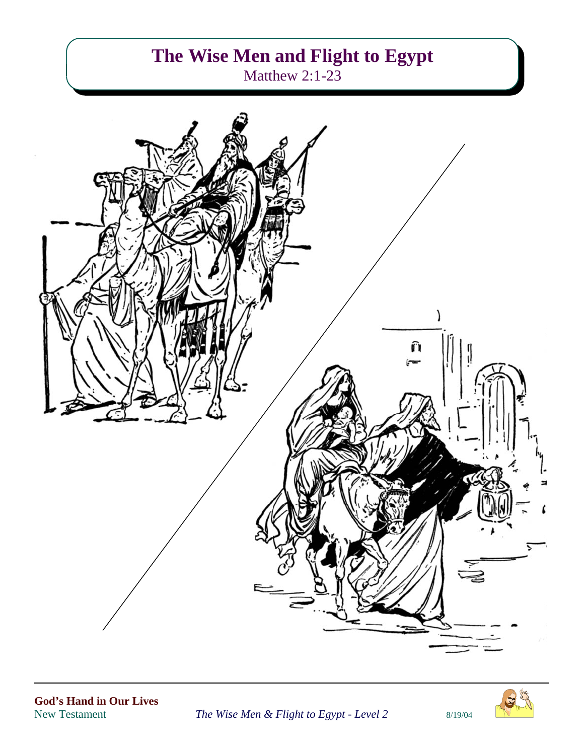# The Wise Men and Flight to Egypt

Matthew 2:1-23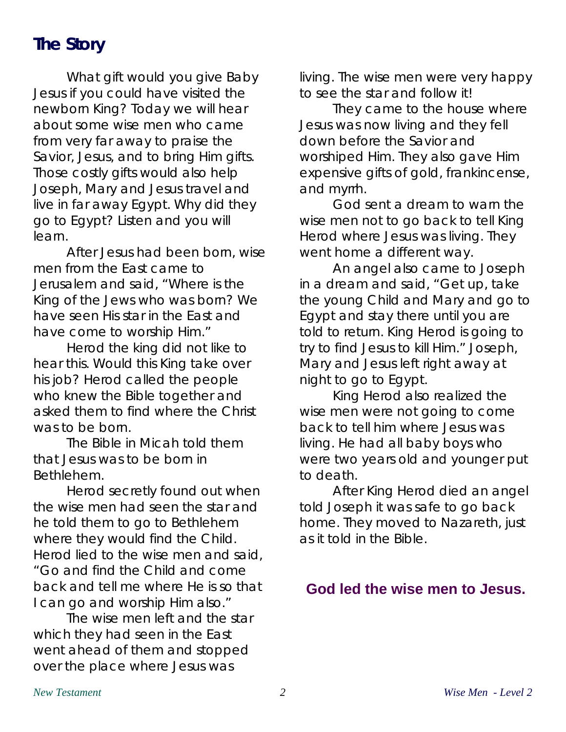## The Story

What gift would you give Baby Jesus if you could have visited the newborn King? Today we will hear about some wise men who came from very far away to praise the Savior, Jesus, and to bring Him gifts. Those costly gifts would also help Joseph, Mary and Jesus travel and live in far away Egypt. Why did they go to Egypt? Listen and you will learn.

After Jesus had been born, wise men from the East came to Jerusalem and said, "Where is the King of the Jews who was born? We have seen His star in the East and have come to worship Him."

Herod the king did not like to hear this. Would this King take over his job? Herod called the people who knew the Bible together and asked them to find where the Christ was to be born.

The Bible in Micah told them that Jesus was to be born in Bethlehem.

Herod secretly found out when the wise men had seen the star and he told them to go to Bethlehem where they would find the Child. Herod lied to the wise men and said, "Go and find the Child and come back and tell me where He is so that I can go and worship Him also."

The wise men left and the star which they had seen in the East went ahead of them and stopped over the place where Jesus was living. The wise men were very happy to see the star and follow it!

They came to the house where Jesus was now living and they fell down before the Savior and worshiped Him. They also gave Him expensive gifts of gold, frankincense, and myrrh.

God sent a dream to warn the wise men not to go back to tell King Herod where Jesus was living. They went home a different way.

An angel also came to Joseph in a dream and said, "Get up, take the young Child and Mary and go to Egypt and stay there until you are told to return. King Herod is going to try to find Jesus to kill Him." Joseph, Mary and Jesus left right away at night to go to Egypt.

King Herod also realized the wise men were not going to come back to tell him where Jesus was living. He had all baby boys who were two years old and younger put to death.

After King Herod died an angel told Joseph it was safe to go back home. They moved to Nazareth, just as it told in the Bible.

**God led the wise men to Jesus.**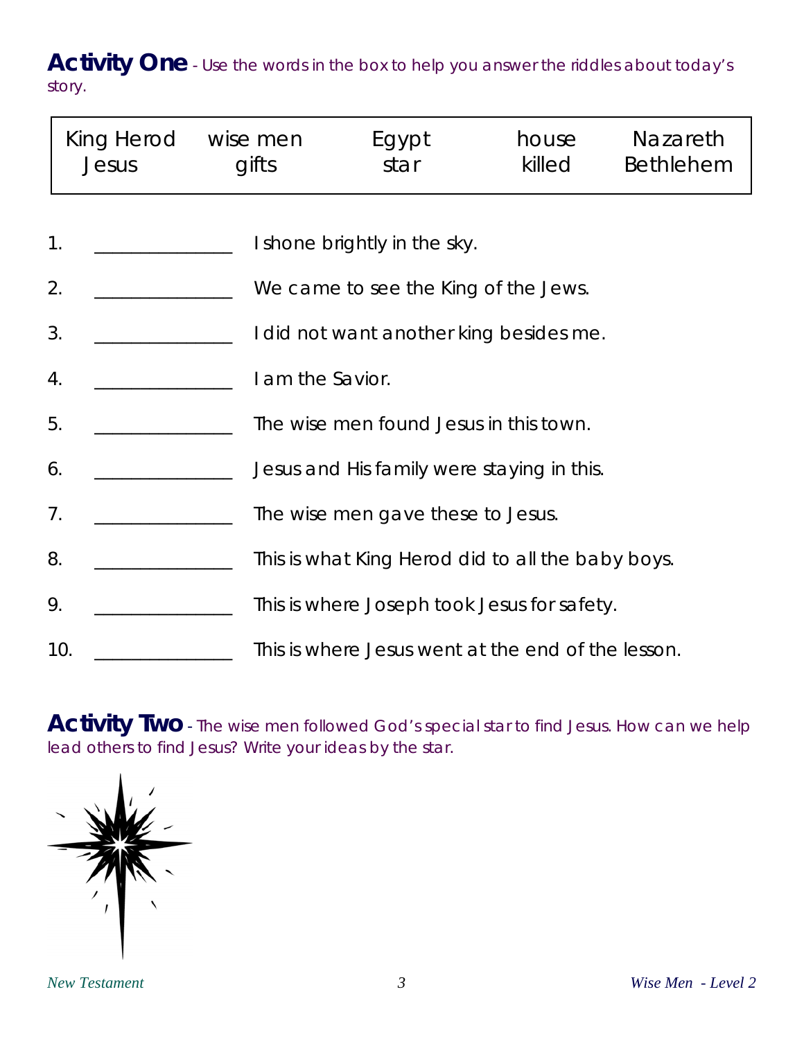**Activity One** - *Use the words in the box to help you answer the riddles about today's story.*

| King Herod | wise men | Egypt | house | Nazareth |
|---|---|---|---|---|
| Jesus | gifts | star | killed | Bethlehem |

1. _______________ I shone brightly in the sky.
2. _______________ We came to see the King of the Jews.
3. _______________ I did not want another king besides me.
4. _______________ I am the Savior.
5. _______________ The wise men found Jesus in this town.
6. _______________ Jesus and His family were staying in this.
7. _______________ The wise men gave these to Jesus.
8. _______________ This is what King Herod did to all the baby boys.
9. _______________ This is where Joseph took Jesus for safety.
10. _______________ This is where Jesus went at the end of the lesson.

**Activity Two** - *The wise men followed God's special star to find Jesus. How can we help lead others to find Jesus? Write your ideas by the star.*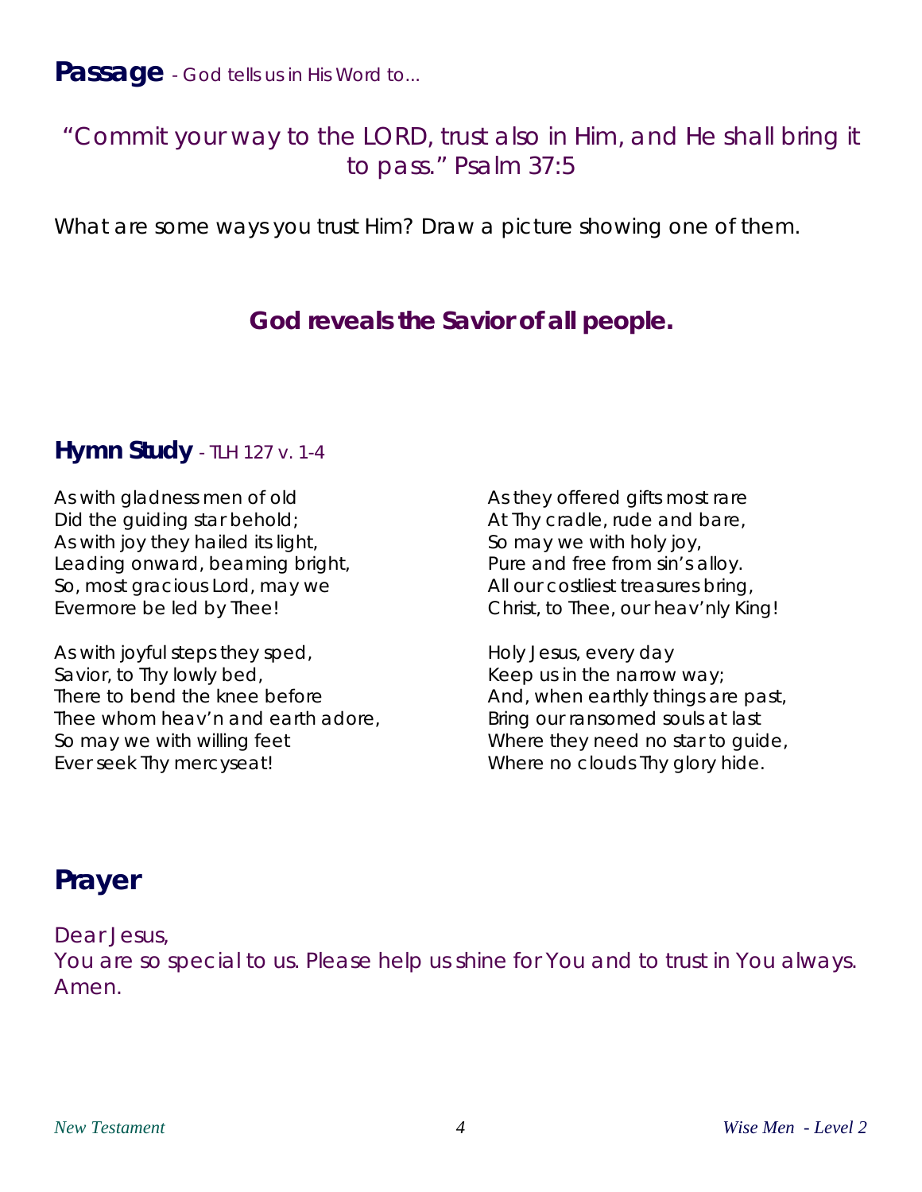## **Passage** - *God tells us in His Word to...*

*"Commit your way to the LORD, trust also in Him, and He shall bring it to pass." Psalm 37:5*

What are some ways you trust Him? Draw a picture showing one of them.

**God reveals the Savior of all people.**

## **Hymn Study** - *TLH 127 v. 1-4*

As with gladness men of old
Did the guiding star behold;
As with joy they hailed its light,
Leading onward, beaming bright,
So, most gracious Lord, may we
Evermore be led by Thee!

As with joyful steps they sped,
Savior, to Thy lowly bed,
There to bend the knee before
Thee whom heav'n and earth adore,
So may we with willing feet
Ever seek Thy mercyseat!

As they offered gifts most rare
At Thy cradle, rude and bare,
So may we with holy joy,
Pure and free from sin's alloy.
All our costliest treasures bring,
Christ, to Thee, our heav'nly King!

Holy Jesus, every day
Keep us in the narrow way;
And, when earthly things are past,
Bring our ransomed souls at last
Where they need no star to guide,
Where no clouds Thy glory hide.

## **Prayer**

Dear Jesus,
You are so special to us. Please help us shine for You and to trust in You always. Amen.